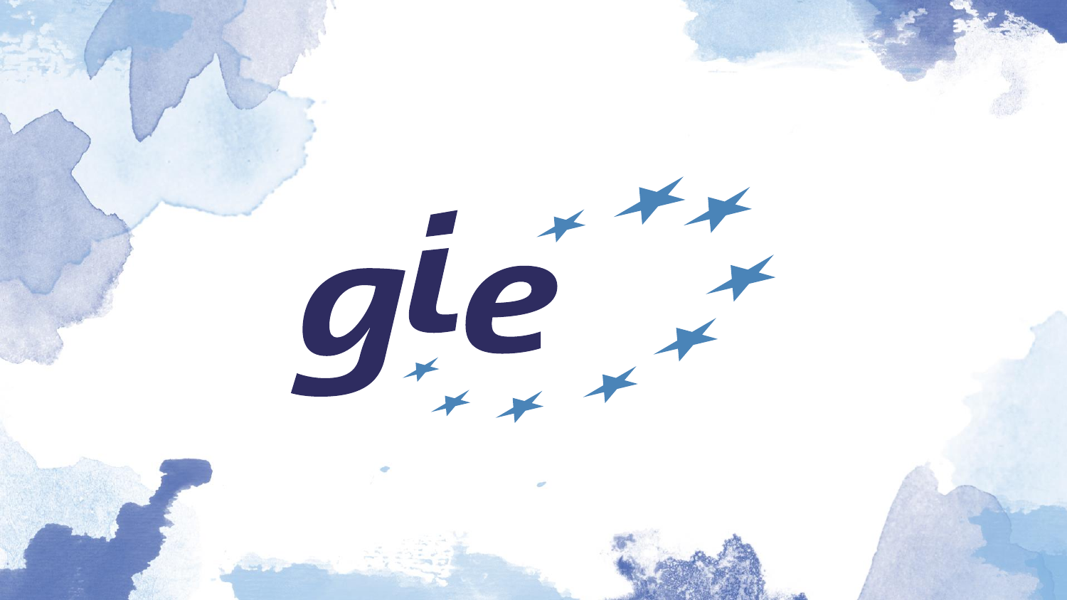gie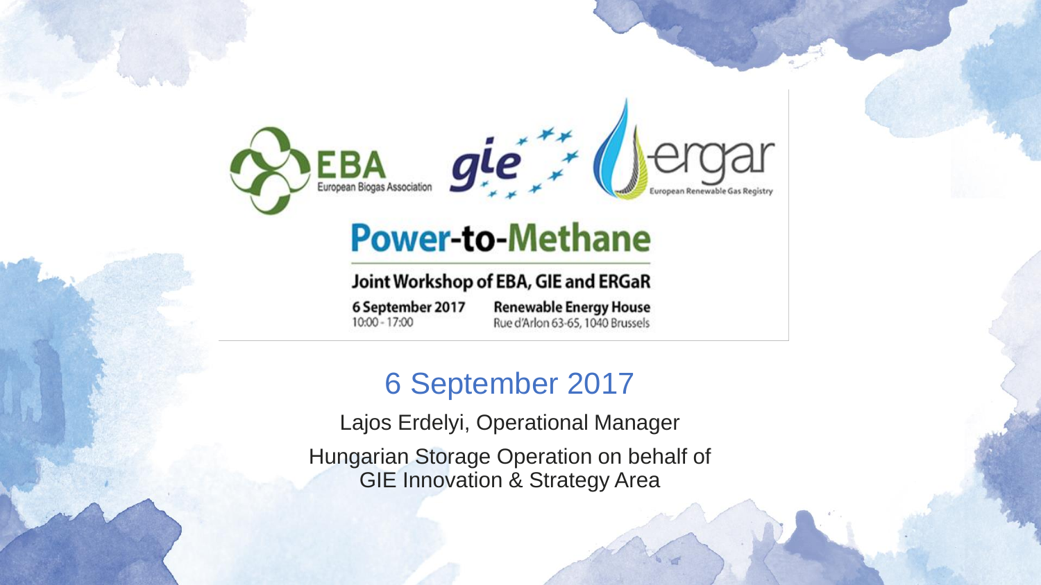EBA European Biogas Association | gie | ergar European Renewable Gas Registry

# Power-to-Methane

## Joint Workshop of EBA, GIE and ERGaR

**6 September 2017**
10:00 - 17:00

**Renewable Energy House**
Rue d'Arlon 63-65, 1040 Brussels

## 6 September 2017

Lajos Erdelyi, Operational Manager

Hungarian Storage Operation on behalf of GIE Innovation & Strategy Area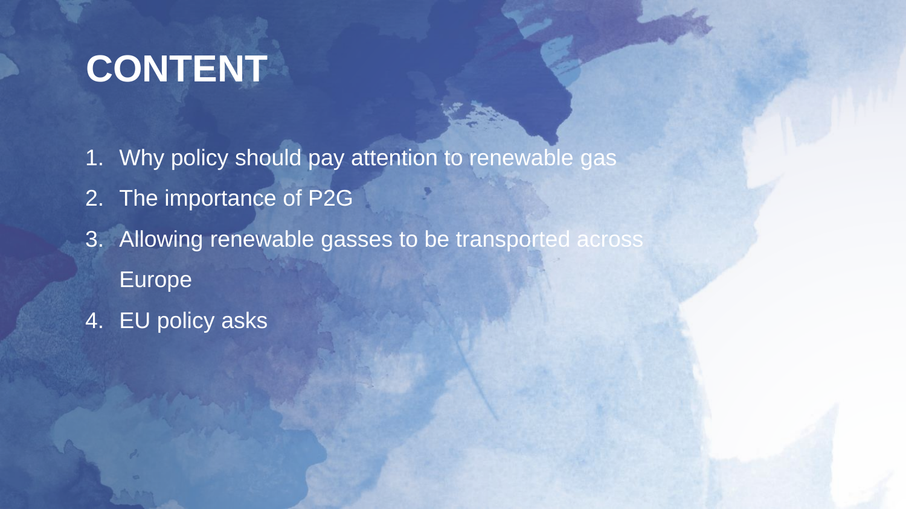# CONTENT

1. Why policy should pay attention to renewable gas
2. The importance of P2G
3. Allowing renewable gasses to be transported across Europe
4. EU policy asks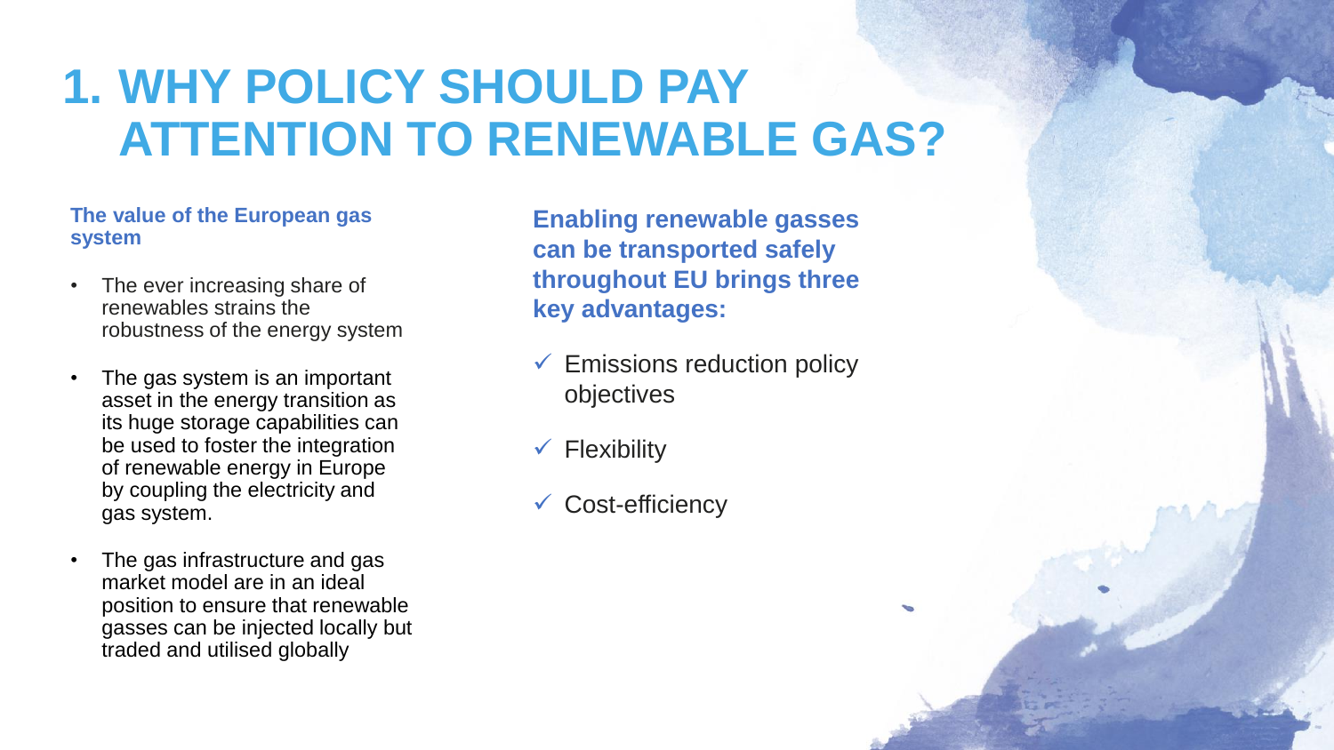# 1. WHY POLICY SHOULD PAY ATTENTION TO RENEWABLE GAS?

**The value of the European gas system**

- The ever increasing share of renewables strains the robustness of the energy system
- The gas system is an important asset in the energy transition as its huge storage capabilities can be used to foster the integration of renewable energy in Europe by coupling the electricity and gas system.
- The gas infrastructure and gas market model are in an ideal position to ensure that renewable gasses can be injected locally but traded and utilised globally

**Enabling renewable gasses can be transported safely throughout EU brings three key advantages:**

- ✓ Emissions reduction policy objectives
- ✓ Flexibility
- ✓ Cost-efficiency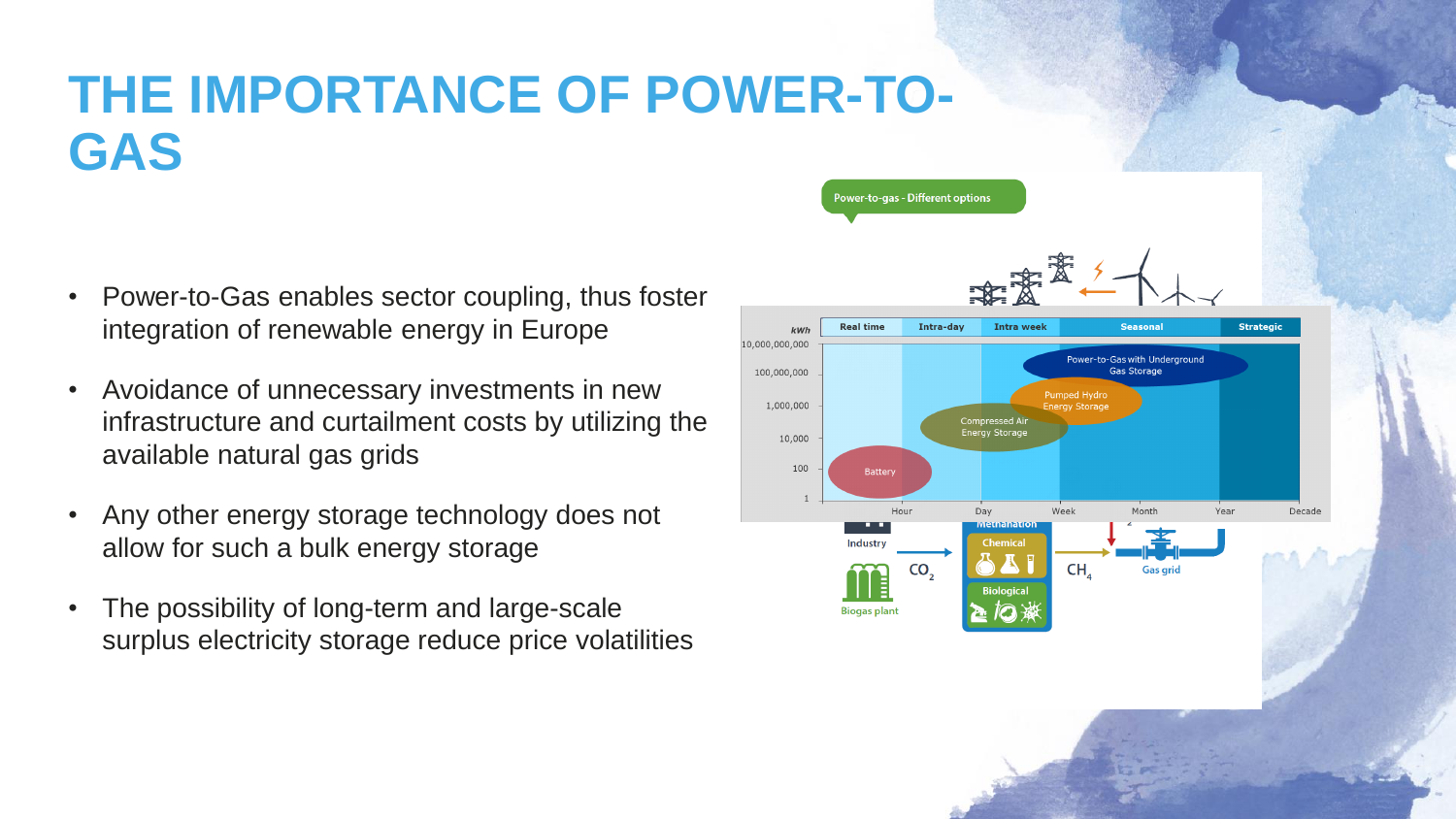# THE IMPORTANCE OF POWER-TO-GAS

- Power-to-Gas enables sector coupling, thus foster integration of renewable energy in Europe
- Avoidance of unnecessary investments in new infrastructure and curtailment costs by utilizing the available natural gas grids
- Any other energy storage technology does not allow for such a bulk energy storage
- The possibility of long-term and large-scale surplus electricity storage reduce price volatilities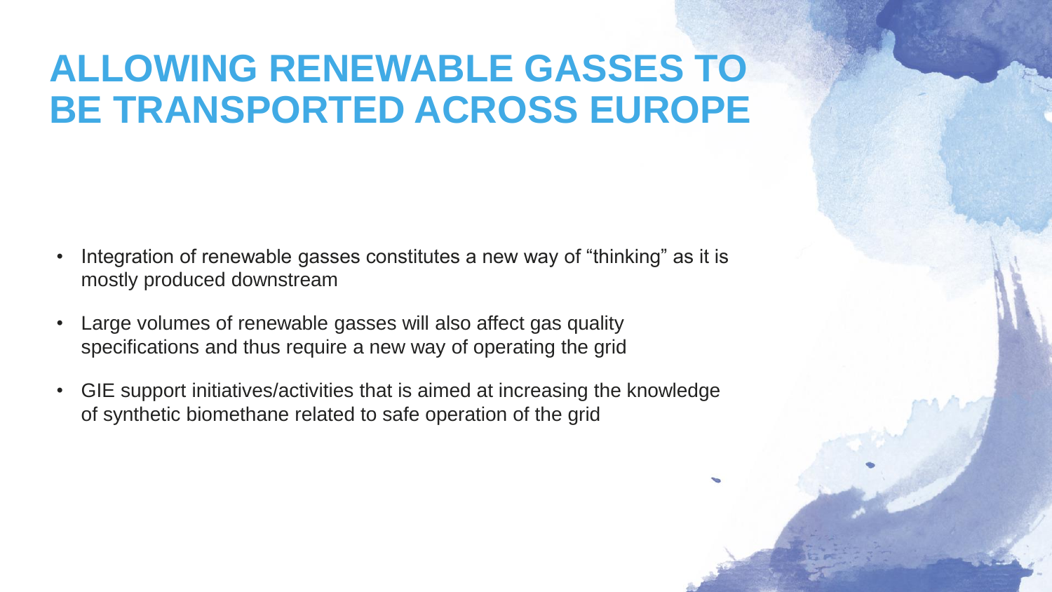# ALLOWING RENEWABLE GASSES TO BE TRANSPORTED ACROSS EUROPE

- Integration of renewable gasses constitutes a new way of “thinking” as it is mostly produced downstream
- Large volumes of renewable gasses will also affect gas quality specifications and thus require a new way of operating the grid
- GIE support initiatives/activities that is aimed at increasing the knowledge of synthetic biomethane related to safe operation of the grid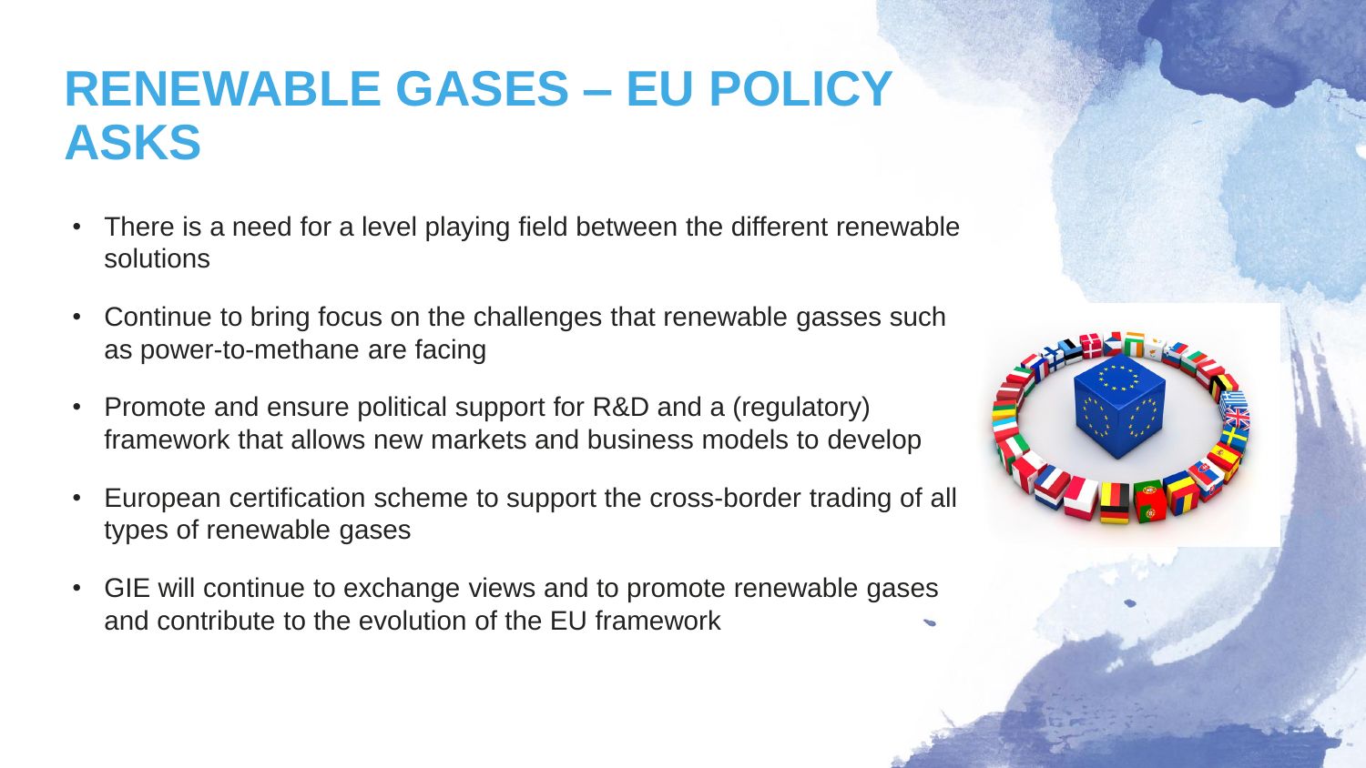# RENEWABLE GASES – EU POLICY ASKS

- There is a need for a level playing field between the different renewable solutions
- Continue to bring focus on the challenges that renewable gasses such as power-to-methane are facing
- Promote and ensure political support for R&D and a (regulatory) framework that allows new markets and business models to develop
- European certification scheme to support the cross-border trading of all types of renewable gases
- GIE will continue to exchange views and to promote renewable gases and contribute to the evolution of the EU framework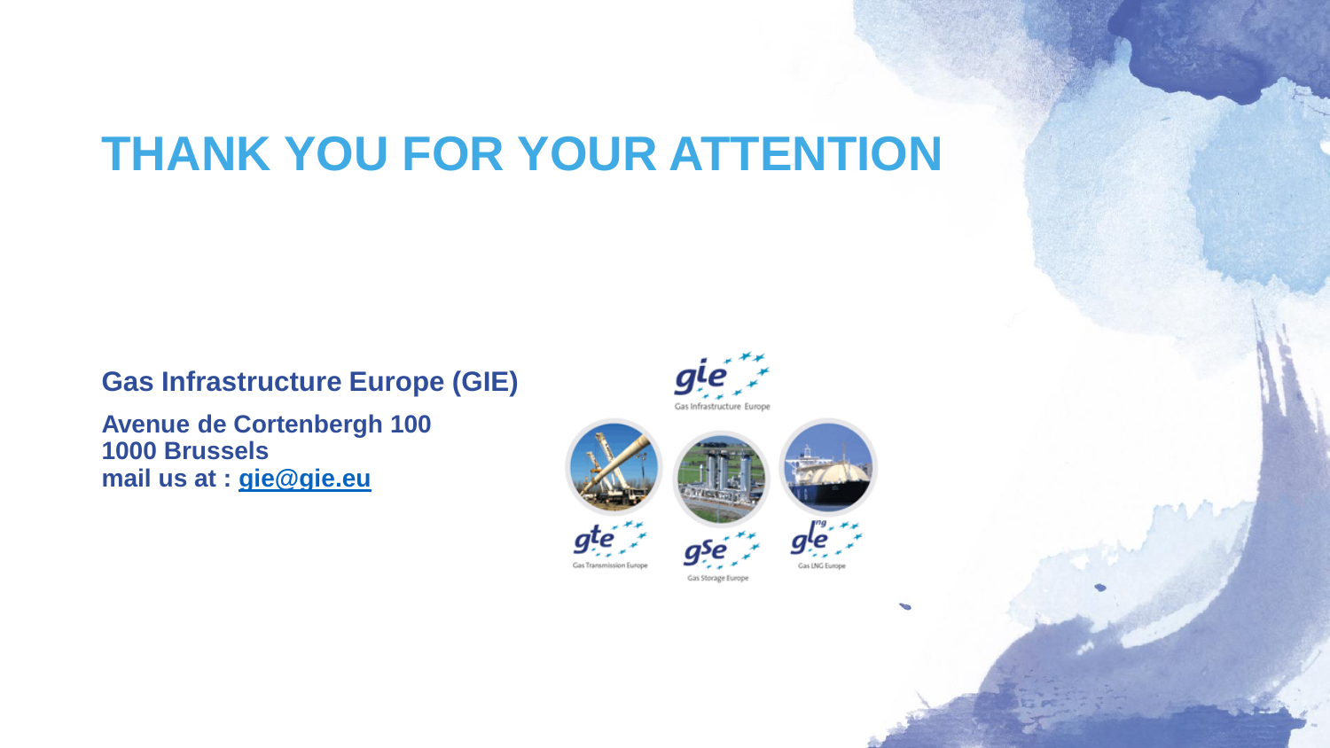# THANK YOU FOR YOUR ATTENTION

**Gas Infrastructure Europe (GIE)**

**Avenue de Cortenbergh 100**
**1000 Brussels**
**mail us at : gie@gie.eu**